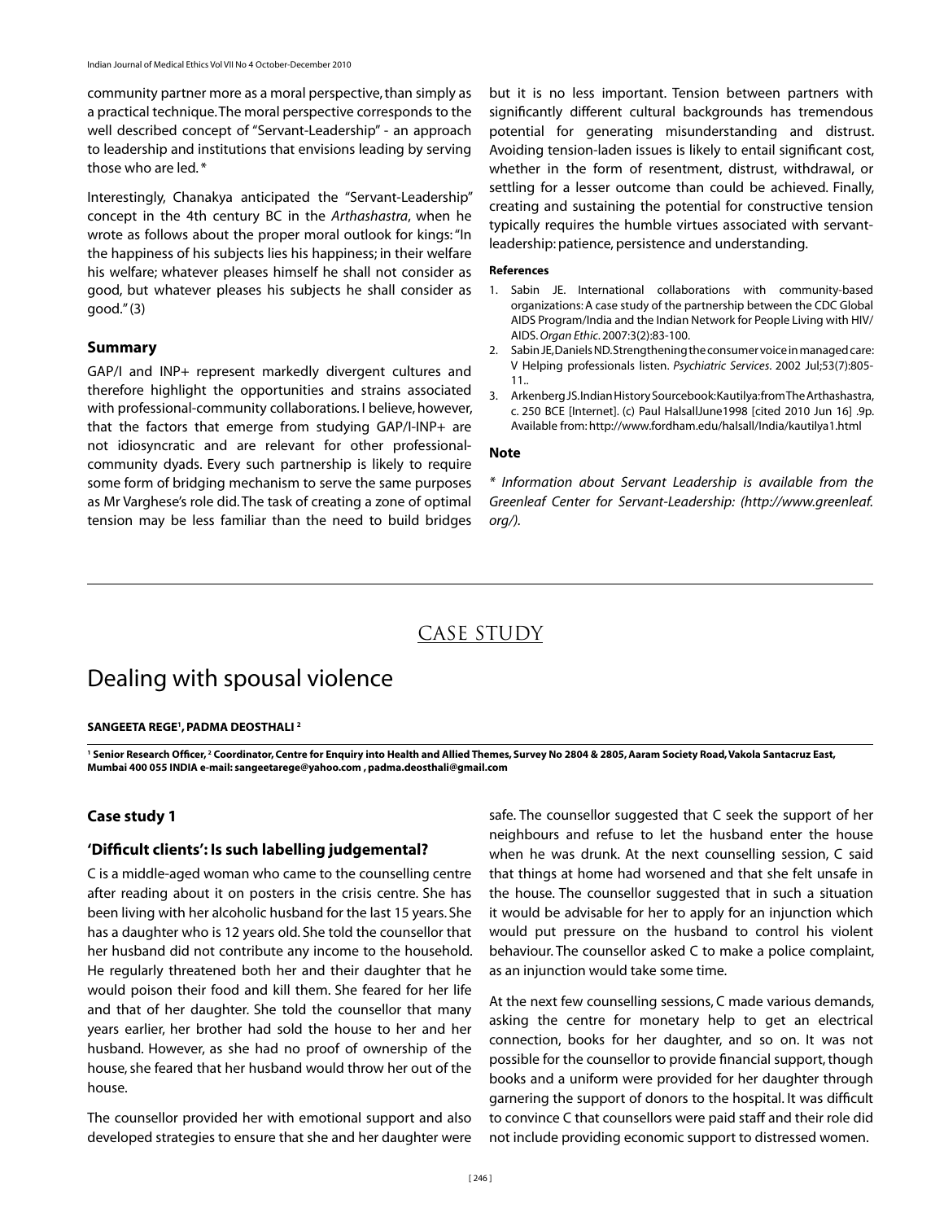community partner more as a moral perspective, than simply as a practical technique. The moral perspective corresponds to the well described concept of "Servant-Leadership" - an approach to leadership and institutions that envisions leading by serving those who are led. *

Interestingly, Chanakya anticipated the "Servant-Leadership" concept in the 4th century BC in the *Arthashastra*, when he wrote as follows about the proper moral outlook for kings: "In the happiness of his subjects lies his happiness; in their welfare his welfare; whatever pleases himself he shall not consider as good, but whatever pleases his subjects he shall consider as good." (3)

### Summary

GAP/I and INP+ represent markedly divergent cultures and therefore highlight the opportunities and strains associated with professional-community collaborations. I believe, however, that the factors that emerge from studying GAP/I-INP+ are not idiosyncratic and are relevant for other professional-community dyads. Every such partnership is likely to require some form of bridging mechanism to serve the same purposes as Mr Varghese's role did. The task of creating a zone of optimal tension may be less familiar than the need to build bridges but it is no less important. Tension between partners with significantly different cultural backgrounds has tremendous potential for generating misunderstanding and distrust. Avoiding tension-laden issues is likely to entail significant cost, whether in the form of resentment, distrust, withdrawal, or settling for a lesser outcome than could be achieved. Finally, creating and sustaining the potential for constructive tension typically requires the humble virtues associated with servant-leadership: patience, persistence and understanding.

#### References

1. Sabin JE. International collaborations with community-based organizations: A case study of the partnership between the CDC Global AIDS Program/India and the Indian Network for People Living with HIV/AIDS. *Organ Ethic*. 2007:3(2):83-100.
2. Sabin JE, Daniels ND. Strengthening the consumer voice in managed care: V Helping professionals listen. *Psychiatric Services*. 2002 Jul;53(7):805-11..
3. Arkenberg JS. Indian History Sourcebook: Kautilya: from The Arthashastra, c. 250 BCE [Internet]. (c) Paul Halsall June1998 [cited 2010 Jun 16] .9p. Available from: http://www.fordham.edu/halsall/India/kautilya1.html

#### Note

*\* Information about Servant Leadership is available from the Greenleaf Center for Servant-Leadership: (http://www.greenleaf.org/).*

## CASE STUDY

# Dealing with spousal violence

**SANGEETA REGE[1], PADMA DEOSTHALI[2]**

[1] Senior Research Officer, [2] Coordinator, Centre for Enquiry into Health and Allied Themes, Survey No 2804 & 2805, Aaram Society Road, Vakola Santacruz East, Mumbai 400 055 INDIA e-mail: sangeetarege@yahoo.com , padma.deosthali@gmail.com

### Case study 1

### 'Difficult clients': Is such labelling judgemental?

C is a middle-aged woman who came to the counselling centre after reading about it on posters in the crisis centre. She has been living with her alcoholic husband for the last 15 years. She has a daughter who is 12 years old. She told the counsellor that her husband did not contribute any income to the household. He regularly threatened both her and their daughter that he would poison their food and kill them. She feared for her life and that of her daughter. She told the counsellor that many years earlier, her brother had sold the house to her and her husband. However, as she had no proof of ownership of the house, she feared that her husband would throw her out of the house.

The counsellor provided her with emotional support and also developed strategies to ensure that she and her daughter were safe. The counsellor suggested that C seek the support of her neighbours and refuse to let the husband enter the house when he was drunk. At the next counselling session, C said that things at home had worsened and that she felt unsafe in the house. The counsellor suggested that in such a situation it would be advisable for her to apply for an injunction which would put pressure on the husband to control his violent behaviour. The counsellor asked C to make a police complaint, as an injunction would take some time.

At the next few counselling sessions, C made various demands, asking the centre for monetary help to get an electrical connection, books for her daughter, and so on. It was not possible for the counsellor to provide financial support, though books and a uniform were provided for her daughter through garnering the support of donors to the hospital. It was difficult to convince C that counsellors were paid staff and their role did not include providing economic support to distressed women.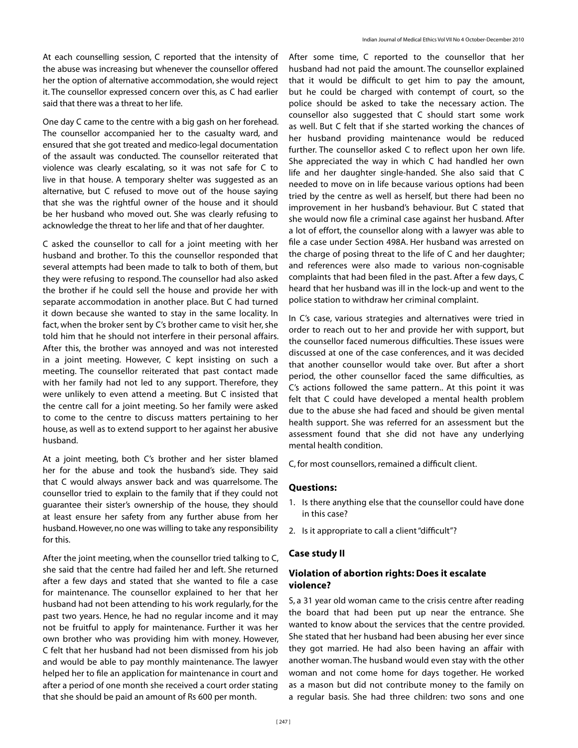At each counselling session, C reported that the intensity of the abuse was increasing but whenever the counsellor offered her the option of alternative accommodation, she would reject it. The counsellor expressed concern over this, as C had earlier said that there was a threat to her life.

One day C came to the centre with a big gash on her forehead. The counsellor accompanied her to the casualty ward, and ensured that she got treated and medico-legal documentation of the assault was conducted. The counsellor reiterated that violence was clearly escalating, so it was not safe for C to live in that house. A temporary shelter was suggested as an alternative, but C refused to move out of the house saying that she was the rightful owner of the house and it should be her husband who moved out. She was clearly refusing to acknowledge the threat to her life and that of her daughter.

C asked the counsellor to call for a joint meeting with her husband and brother. To this the counsellor responded that several attempts had been made to talk to both of them, but they were refusing to respond. The counsellor had also asked the brother if he could sell the house and provide her with separate accommodation in another place. But C had turned it down because she wanted to stay in the same locality. In fact, when the broker sent by C's brother came to visit her, she told him that he should not interfere in their personal affairs. After this, the brother was annoyed and was not interested in a joint meeting. However, C kept insisting on such a meeting. The counsellor reiterated that past contact made with her family had not led to any support. Therefore, they were unlikely to even attend a meeting. But C insisted that the centre call for a joint meeting. So her family were asked to come to the centre to discuss matters pertaining to her house, as well as to extend support to her against her abusive husband.

At a joint meeting, both C's brother and her sister blamed her for the abuse and took the husband's side. They said that C would always answer back and was quarrelsome. The counsellor tried to explain to the family that if they could not guarantee their sister's ownership of the house, they should at least ensure her safety from any further abuse from her husband. However, no one was willing to take any responsibility for this.

After the joint meeting, when the counsellor tried talking to C, she said that the centre had failed her and left. She returned after a few days and stated that she wanted to file a case for maintenance. The counsellor explained to her that her husband had not been attending to his work regularly, for the past two years. Hence, he had no regular income and it may not be fruitful to apply for maintenance. Further it was her own brother who was providing him with money. However, C felt that her husband had not been dismissed from his job and would be able to pay monthly maintenance. The lawyer helped her to file an application for maintenance in court and after a period of one month she received a court order stating that she should be paid an amount of Rs 600 per month.

After some time, C reported to the counsellor that her husband had not paid the amount. The counsellor explained that it would be difficult to get him to pay the amount, but he could be charged with contempt of court, so the police should be asked to take the necessary action. The counsellor also suggested that C should start some work as well. But C felt that if she started working the chances of her husband providing maintenance would be reduced further. The counsellor asked C to reflect upon her own life. She appreciated the way in which C had handled her own life and her daughter single-handed. She also said that C needed to move on in life because various options had been tried by the centre as well as herself, but there had been no improvement in her husband's behaviour. But C stated that she would now file a criminal case against her husband. After a lot of effort, the counsellor along with a lawyer was able to file a case under Section 498A. Her husband was arrested on the charge of posing threat to the life of C and her daughter; and references were also made to various non-cognisable complaints that had been filed in the past. After a few days, C heard that her husband was ill in the lock-up and went to the police station to withdraw her criminal complaint.

In C's case, various strategies and alternatives were tried in order to reach out to her and provide her with support, but the counsellor faced numerous difficulties. These issues were discussed at one of the case conferences, and it was decided that another counsellor would take over. But after a short period, the other counsellor faced the same difficulties, as C's actions followed the same pattern.. At this point it was felt that C could have developed a mental health problem due to the abuse she had faced and should be given mental health support. She was referred for an assessment but the assessment found that she did not have any underlying mental health condition.

C, for most counsellors, remained a difficult client.

### Questions:

1. Is there anything else that the counsellor could have done in this case?
2. Is it appropriate to call a client "difficult"?

### Case study II

### Violation of abortion rights: Does it escalate violence?

S, a 31 year old woman came to the crisis centre after reading the board that had been put up near the entrance. She wanted to know about the services that the centre provided. She stated that her husband had been abusing her ever since they got married. He had also been having an affair with another woman. The husband would even stay with the other woman and not come home for days together. He worked as a mason but did not contribute money to the family on a regular basis. She had three children: two sons and one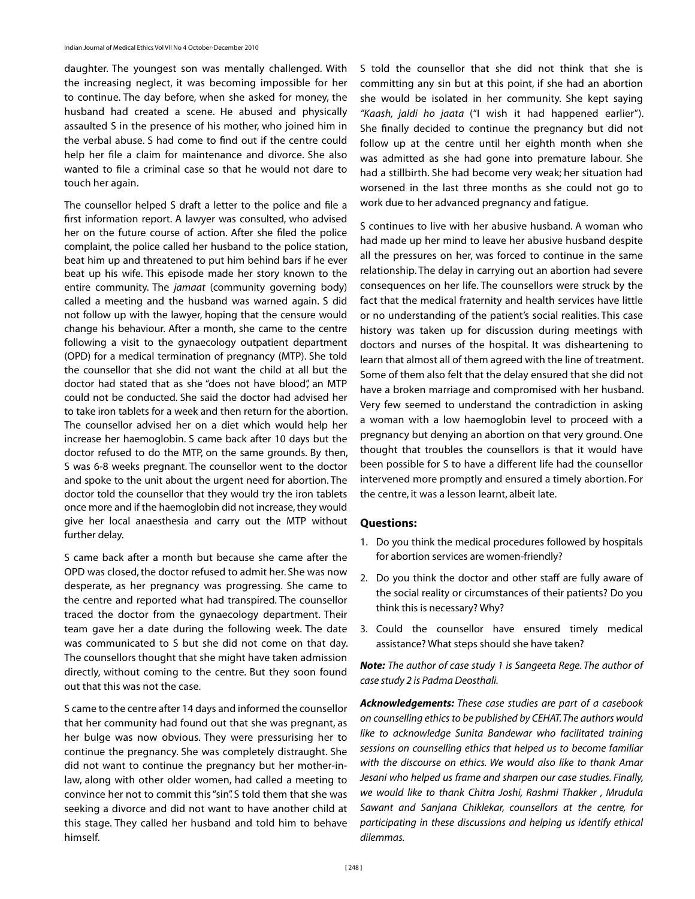daughter. The youngest son was mentally challenged. With the increasing neglect, it was becoming impossible for her to continue. The day before, when she asked for money, the husband had created a scene. He abused and physically assaulted S in the presence of his mother, who joined him in the verbal abuse. S had come to find out if the centre could help her file a claim for maintenance and divorce. She also wanted to file a criminal case so that he would not dare to touch her again.

The counsellor helped S draft a letter to the police and file a first information report. A lawyer was consulted, who advised her on the future course of action. After she filed the police complaint, the police called her husband to the police station, beat him up and threatened to put him behind bars if he ever beat up his wife. This episode made her story known to the entire community. The *jamaat* (community governing body) called a meeting and the husband was warned again. S did not follow up with the lawyer, hoping that the censure would change his behaviour. After a month, she came to the centre following a visit to the gynaecology outpatient department (OPD) for a medical termination of pregnancy (MTP). She told the counsellor that she did not want the child at all but the doctor had stated that as she "does not have blood", an MTP could not be conducted. She said the doctor had advised her to take iron tablets for a week and then return for the abortion. The counsellor advised her on a diet which would help her increase her haemoglobin. S came back after 10 days but the doctor refused to do the MTP, on the same grounds. By then, S was 6-8 weeks pregnant. The counsellor went to the doctor and spoke to the unit about the urgent need for abortion. The doctor told the counsellor that they would try the iron tablets once more and if the haemoglobin did not increase, they would give her local anaesthesia and carry out the MTP without further delay.

S came back after a month but because she came after the OPD was closed, the doctor refused to admit her. She was now desperate, as her pregnancy was progressing. She came to the centre and reported what had transpired. The counsellor traced the doctor from the gynaecology department. Their team gave her a date during the following week. The date was communicated to S but she did not come on that day. The counsellors thought that she might have taken admission directly, without coming to the centre. But they soon found out that this was not the case.

S came to the centre after 14 days and informed the counsellor that her community had found out that she was pregnant, as her bulge was now obvious. They were pressurising her to continue the pregnancy. She was completely distraught. She did not want to continue the pregnancy but her mother-in-law, along with other older women, had called a meeting to convince her not to commit this "sin". S told them that she was seeking a divorce and did not want to have another child at this stage. They called her husband and told him to behave himself.

S told the counsellor that she did not think that she is committing any sin but at this point, if she had an abortion she would be isolated in her community. She kept saying *"Kaash, jaldi ho jaata"* ("I wish it had happened earlier"). She finally decided to continue the pregnancy but did not follow up at the centre until her eighth month when she was admitted as she had gone into premature labour. She had a stillbirth. She had become very weak; her situation had worsened in the last three months as she could not go to work due to her advanced pregnancy and fatigue.

S continues to live with her abusive husband. A woman who had made up her mind to leave her abusive husband despite all the pressures on her, was forced to continue in the same relationship. The delay in carrying out an abortion had severe consequences on her life. The counsellors were struck by the fact that the medical fraternity and health services have little or no understanding of the patient's social realities. This case history was taken up for discussion during meetings with doctors and nurses of the hospital. It was disheartening to learn that almost all of them agreed with the line of treatment. Some of them also felt that the delay ensured that she did not have a broken marriage and compromised with her husband. Very few seemed to understand the contradiction in asking a woman with a low haemoglobin level to proceed with a pregnancy but denying an abortion on that very ground. One thought that troubles the counsellors is that it would have been possible for S to have a different life had the counsellor intervened more promptly and ensured a timely abortion. For the centre, it was a lesson learnt, albeit late.

### Questions:

1. Do you think the medical procedures followed by hospitals for abortion services are women-friendly?
2. Do you think the doctor and other staff are fully aware of the social reality or circumstances of their patients? Do you think this is necessary? Why?
3. Could the counsellor have ensured timely medical assistance? What steps should she have taken?

***Note:*** *The author of case study 1 is Sangeeta Rege. The author of case study 2 is Padma Deosthali.*

***Acknowledgements:*** *These case studies are part of a casebook on counselling ethics to be published by CEHAT. The authors would like to acknowledge Sunita Bandewar who facilitated training sessions on counselling ethics that helped us to become familiar with the discourse on ethics. We would also like to thank Amar Jesani who helped us frame and sharpen our case studies. Finally, we would like to thank Chitra Joshi, Rashmi Thakker , Mrudula Sawant and Sanjana Chiklekar, counsellors at the centre, for participating in these discussions and helping us identify ethical dilemmas.*